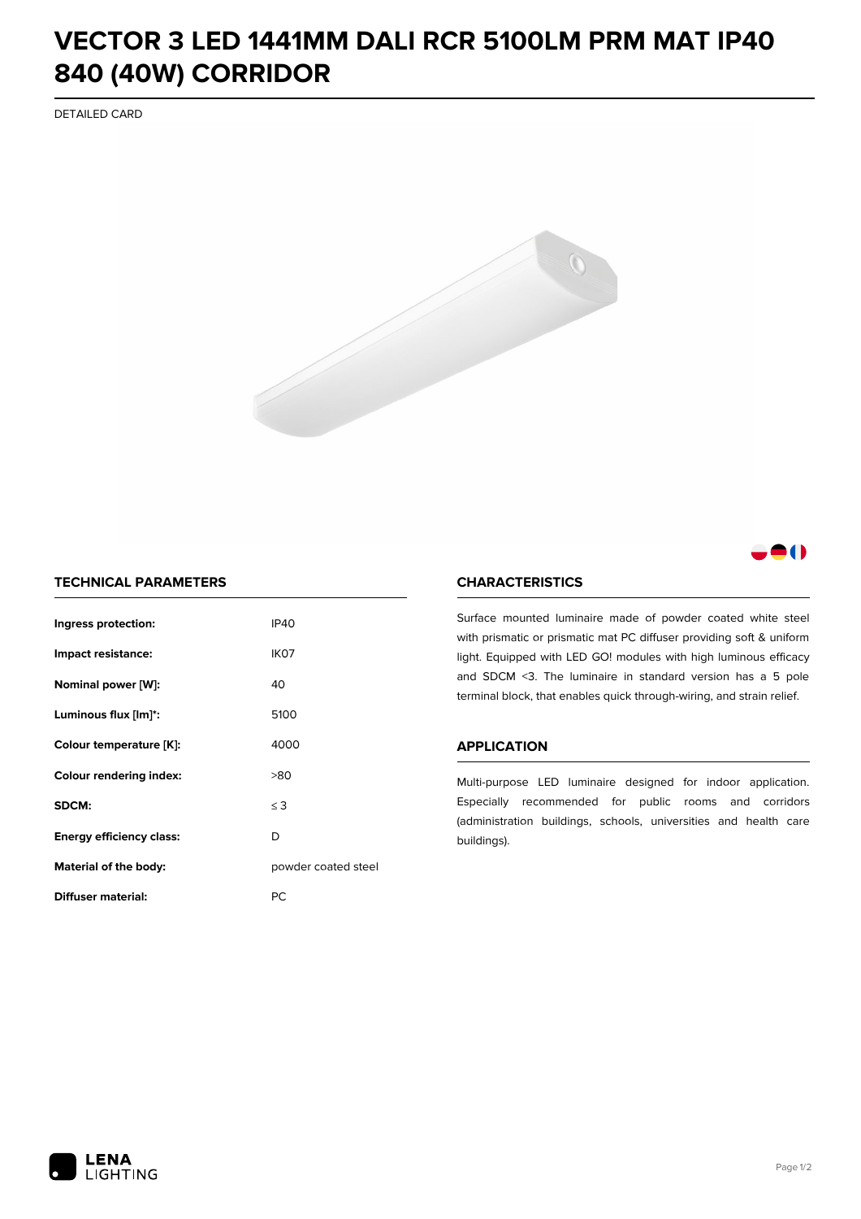# VECTOR 3 LED 1441MM DALI RCR 5100LM PRM MAT IP40 840 (40W) CORRIDOR

DETAILED CARD

## TECHNICAL PARAMETERS

| | |
|---|---|
| **Ingress protection:** | IP40 |
| **Impact resistance:** | IK07 |
| **Nominal power [W]:** | 40 |
| **Luminous flux [lm]*:** | 5100 |
| **Colour temperature [K]:** | 4000 |
| **Colour rendering index:** | >80 |
| **SDCM:** | ≤ 3 |
| **Energy efficiency class:** | D |
| **Material of the body:** | powder coated steel |
| **Diffuser material:** | PC |

## CHARACTERISTICS

Surface mounted luminaire made of powder coated white steel with prismatic or prismatic mat PC diffuser providing soft & uniform light. Equipped with LED GO! modules with high luminous efficacy and SDCM <3. The luminaire in standard version has a 5 pole terminal block, that enables quick through-wiring, and strain relief.

## APPLICATION

Multi-purpose LED luminaire designed for indoor application. Especially recommended for public rooms and corridors (administration buildings, schools, universities and health care buildings).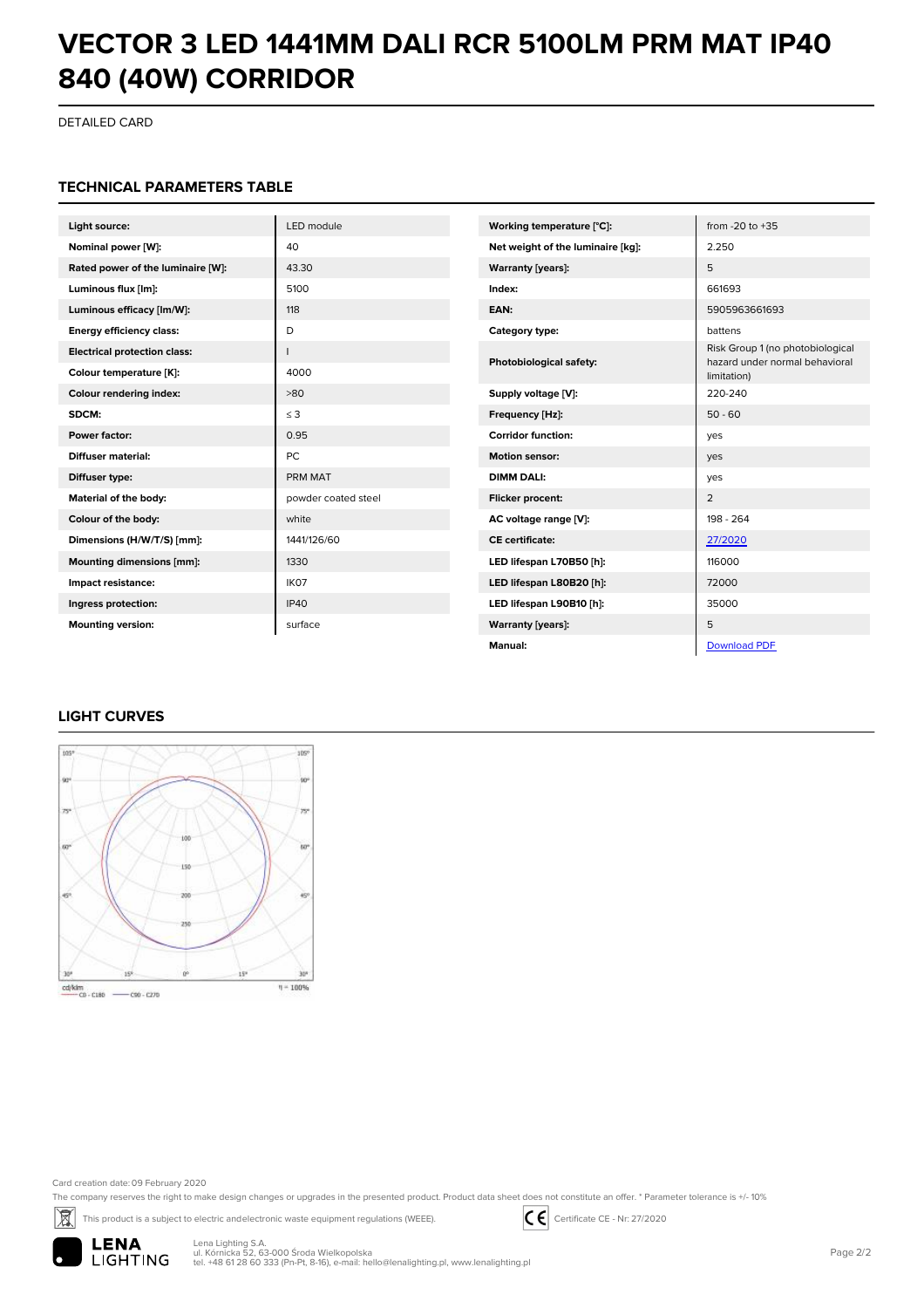# VECTOR 3 LED 1441MM DALI RCR 5100LM PRM MAT IP40 840 (40W) CORRIDOR

DETAILED CARD

## TECHNICAL PARAMETERS TABLE

| | |
|---|---|
| **Light source:** | LED module |
| **Nominal power [W]:** | 40 |
| **Rated power of the luminaire [W]:** | 43.30 |
| **Luminous flux [lm]:** | 5100 |
| **Luminous efficacy [lm/W]:** | 118 |
| **Energy efficiency class:** | D |
| **Electrical protection class:** | I |
| **Colour temperature [K]:** | 4000 |
| **Colour rendering index:** | >80 |
| **SDCM:** | ≤ 3 |
| **Power factor:** | 0.95 |
| **Diffuser material:** | PC |
| **Diffuser type:** | PRM MAT |
| **Material of the body:** | powder coated steel |
| **Colour of the body:** | white |
| **Dimensions (H/W/T/S) [mm]:** | 1441/126/60 |
| **Mounting dimensions [mm]:** | 1330 |
| **Impact resistance:** | IK07 |
| **Ingress protection:** | IP40 |
| **Mounting version:** | surface |

| | |
|---|---|
| **Working temperature [°C]:** | from -20 to +35 |
| **Net weight of the luminaire [kg]:** | 2.250 |
| **Warranty [years]:** | 5 |
| **Index:** | 661693 |
| **EAN:** | 5905963661693 |
| **Category type:** | battens |
| **Photobiological safety:** | Risk Group 1 (no photobiological hazard under normal behavioral limitation) |
| **Supply voltage [V]:** | 220-240 |
| **Frequency [Hz]:** | 50 - 60 |
| **Corridor function:** | yes |
| **Motion sensor:** | yes |
| **DIMM DALI:** | yes |
| **Flicker procent:** | 2 |
| **AC voltage range [V]:** | 198 - 264 |
| **CE certificate:** | 27/2020 |
| **LED lifespan L70B50 [h]:** | 116000 |
| **LED lifespan L80B20 [h]:** | 72000 |
| **LED lifespan L90B10 [h]:** | 35000 |
| **Warranty [years]:** | 5 |
| **Manual:** | Download PDF |

## LIGHT CURVES

105° 105°
90° 90°
75° 75°
60° 60°
45° 45°
30° 15° 0° 15° 30°
100
150
200
250
cd/klm
C0 - C180
C90 - C270
η = 100%

Card creation date: 09 February 2020

The company reserves the right to make design changes or upgrades in the presented product. Product data sheet does not constitute an offer. * Parameter tolerance is +/- 10%

This product is a subject to electric andelectronic waste equipment regulations (WEEE).

Certificate CE - Nr: 27/2020

Lena Lighting S.A.
ul. Kórnicka 52, 63-000 Środa Wielkopolska
tel. +48 61 28 60 333 (Pn-Pt, 8-16), e-mail: hello@lenalighting.pl, www.lenalighting.pl